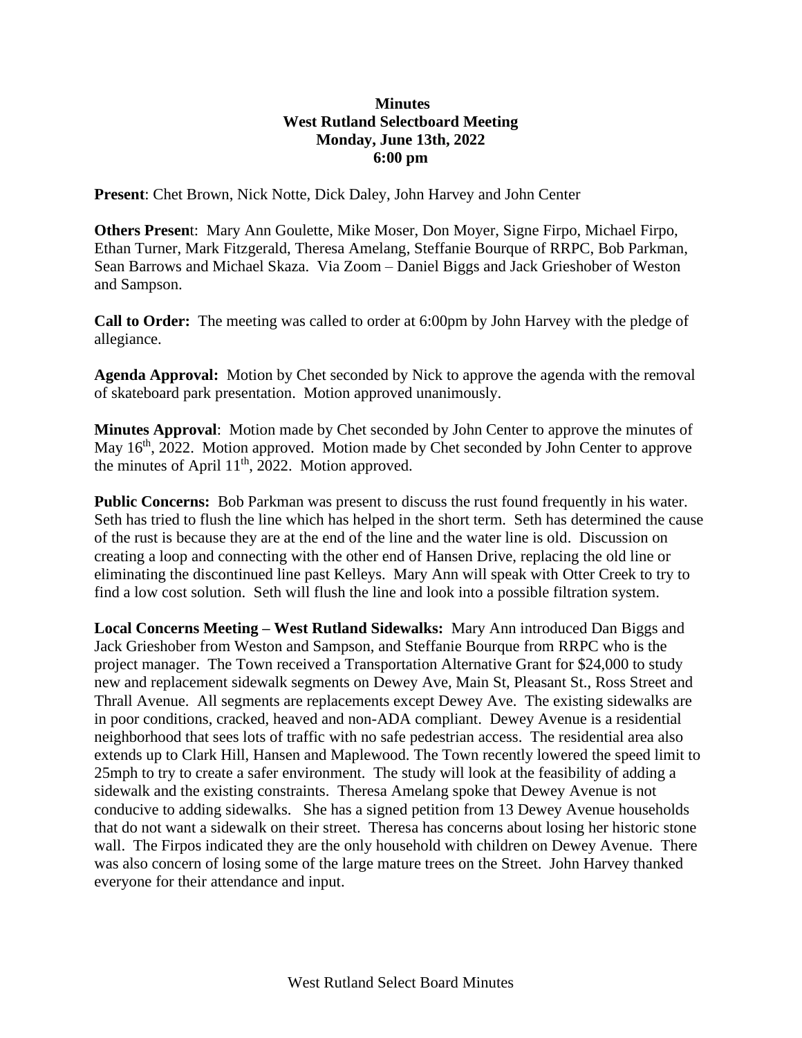**Minutes**
**West Rutland Selectboard Meeting**
**Monday, June 13th, 2022**
**6:00 pm**

**Present**: Chet Brown, Nick Notte, Dick Daley, John Harvey and John Center

**Others Present**: Mary Ann Goulette, Mike Moser, Don Moyer, Signe Firpo, Michael Firpo, Ethan Turner, Mark Fitzgerald, Theresa Amelang, Steffanie Bourque of RRPC, Bob Parkman, Sean Barrows and Michael Skaza. Via Zoom – Daniel Biggs and Jack Grieshober of Weston and Sampson.

**Call to Order:** The meeting was called to order at 6:00pm by John Harvey with the pledge of allegiance.

**Agenda Approval:** Motion by Chet seconded by Nick to approve the agenda with the removal of skateboard park presentation. Motion approved unanimously.

**Minutes Approval**: Motion made by Chet seconded by John Center to approve the minutes of May 16th, 2022. Motion approved. Motion made by Chet seconded by John Center to approve the minutes of April 11th, 2022. Motion approved.

**Public Concerns:** Bob Parkman was present to discuss the rust found frequently in his water. Seth has tried to flush the line which has helped in the short term. Seth has determined the cause of the rust is because they are at the end of the line and the water line is old. Discussion on creating a loop and connecting with the other end of Hansen Drive, replacing the old line or eliminating the discontinued line past Kelleys. Mary Ann will speak with Otter Creek to try to find a low cost solution. Seth will flush the line and look into a possible filtration system.

**Local Concerns Meeting – West Rutland Sidewalks:** Mary Ann introduced Dan Biggs and Jack Grieshober from Weston and Sampson, and Steffanie Bourque from RRPC who is the project manager. The Town received a Transportation Alternative Grant for $24,000 to study new and replacement sidewalk segments on Dewey Ave, Main St, Pleasant St., Ross Street and Thrall Avenue. All segments are replacements except Dewey Ave. The existing sidewalks are in poor conditions, cracked, heaved and non-ADA compliant. Dewey Avenue is a residential neighborhood that sees lots of traffic with no safe pedestrian access. The residential area also extends up to Clark Hill, Hansen and Maplewood. The Town recently lowered the speed limit to 25mph to try to create a safer environment. The study will look at the feasibility of adding a sidewalk and the existing constraints. Theresa Amelang spoke that Dewey Avenue is not conducive to adding sidewalks. She has a signed petition from 13 Dewey Avenue households that do not want a sidewalk on their street. Theresa has concerns about losing her historic stone wall. The Firpos indicated they are the only household with children on Dewey Avenue. There was also concern of losing some of the large mature trees on the Street. John Harvey thanked everyone for their attendance and input.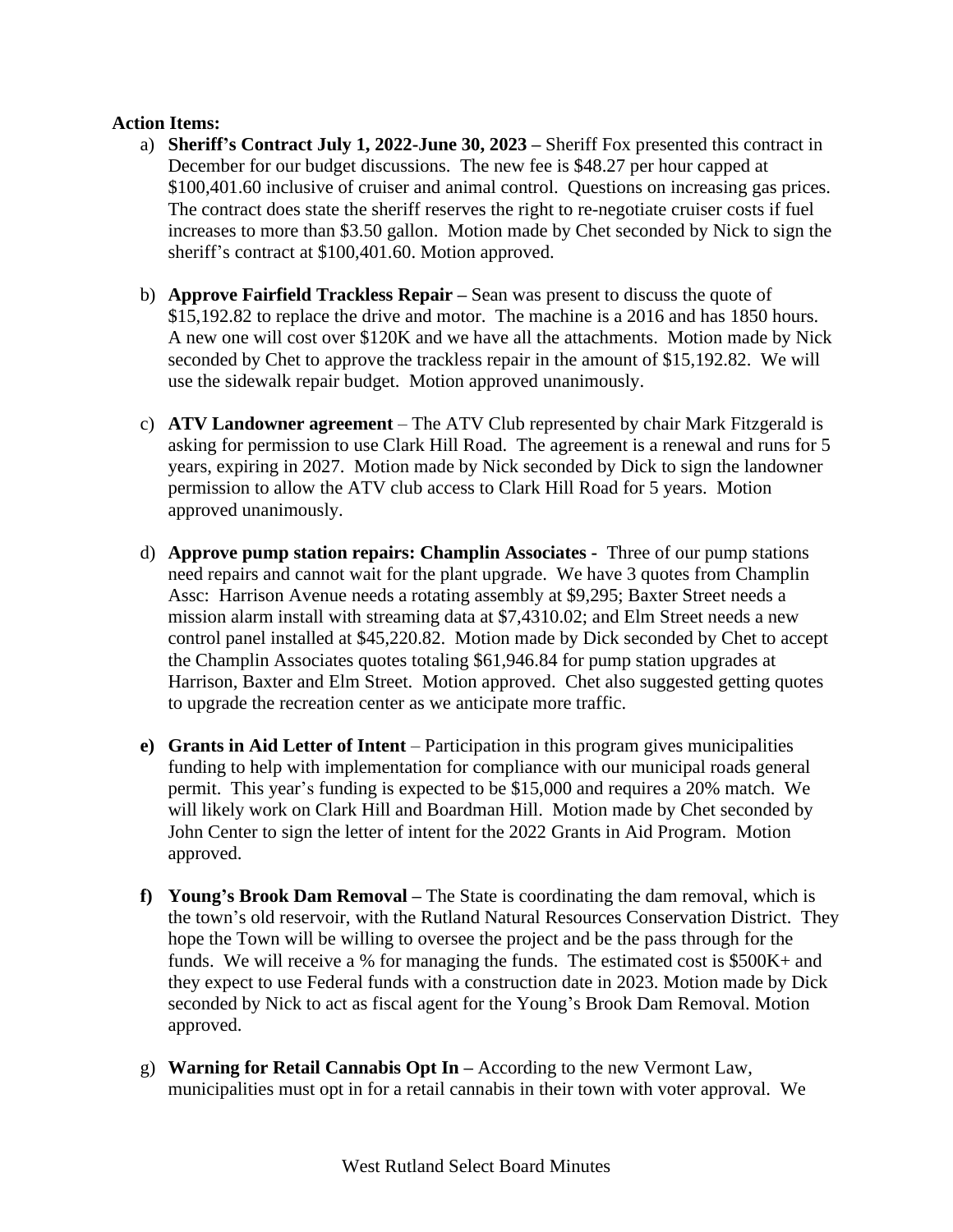**Action Items:**

a) **Sheriff's Contract July 1, 2022-June 30, 2023 –** Sheriff Fox presented this contract in December for our budget discussions. The new fee is $48.27 per hour capped at $100,401.60 inclusive of cruiser and animal control. Questions on increasing gas prices. The contract does state the sheriff reserves the right to re-negotiate cruiser costs if fuel increases to more than $3.50 gallon. Motion made by Chet seconded by Nick to sign the sheriff's contract at $100,401.60. Motion approved.

b) **Approve Fairfield Trackless Repair –** Sean was present to discuss the quote of $15,192.82 to replace the drive and motor. The machine is a 2016 and has 1850 hours. A new one will cost over $120K and we have all the attachments. Motion made by Nick seconded by Chet to approve the trackless repair in the amount of $15,192.82. We will use the sidewalk repair budget. Motion approved unanimously.

c) **ATV Landowner agreement** – The ATV Club represented by chair Mark Fitzgerald is asking for permission to use Clark Hill Road. The agreement is a renewal and runs for 5 years, expiring in 2027. Motion made by Nick seconded by Dick to sign the landowner permission to allow the ATV club access to Clark Hill Road for 5 years. Motion approved unanimously.

d) **Approve pump station repairs: Champlin Associates -** Three of our pump stations need repairs and cannot wait for the plant upgrade. We have 3 quotes from Champlin Assc: Harrison Avenue needs a rotating assembly at $9,295; Baxter Street needs a mission alarm install with streaming data at $7,4310.02; and Elm Street needs a new control panel installed at $45,220.82. Motion made by Dick seconded by Chet to accept the Champlin Associates quotes totaling $61,946.84 for pump station upgrades at Harrison, Baxter and Elm Street. Motion approved. Chet also suggested getting quotes to upgrade the recreation center as we anticipate more traffic.

**e) Grants in Aid Letter of Intent** – Participation in this program gives municipalities funding to help with implementation for compliance with our municipal roads general permit. This year's funding is expected to be $15,000 and requires a 20% match. We will likely work on Clark Hill and Boardman Hill. Motion made by Chet seconded by John Center to sign the letter of intent for the 2022 Grants in Aid Program. Motion approved.

**f) Young's Brook Dam Removal –** The State is coordinating the dam removal, which is the town's old reservoir, with the Rutland Natural Resources Conservation District. They hope the Town will be willing to oversee the project and be the pass through for the funds. We will receive a % for managing the funds. The estimated cost is $500K+ and they expect to use Federal funds with a construction date in 2023. Motion made by Dick seconded by Nick to act as fiscal agent for the Young's Brook Dam Removal. Motion approved.

g) **Warning for Retail Cannabis Opt In –** According to the new Vermont Law, municipalities must opt in for a retail cannabis in their town with voter approval. We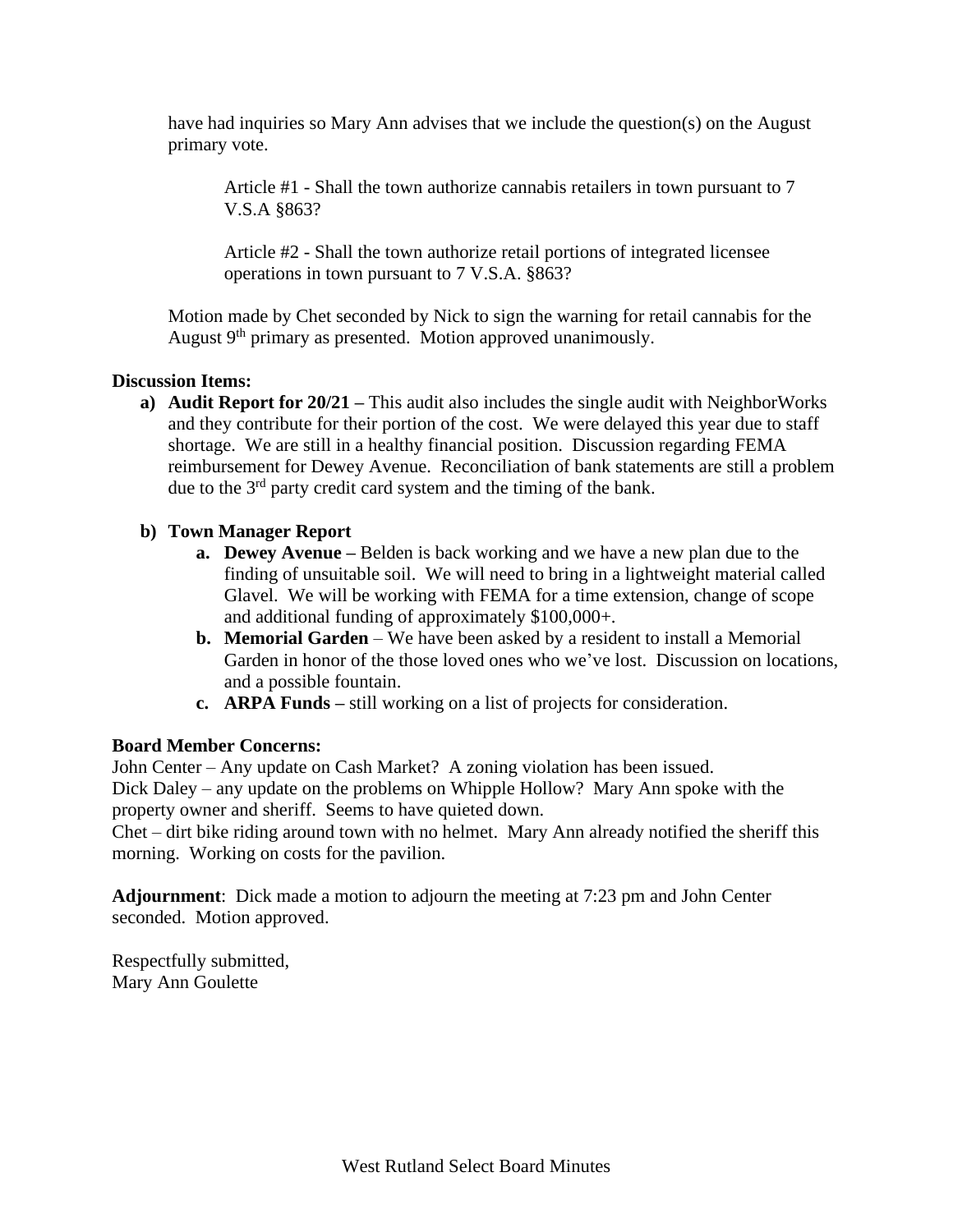have had inquiries so Mary Ann advises that we include the question(s) on the August primary vote.

> Article #1 - Shall the town authorize cannabis retailers in town pursuant to 7 V.S.A §863?
>
> Article #2 - Shall the town authorize retail portions of integrated licensee operations in town pursuant to 7 V.S.A. §863?

Motion made by Chet seconded by Nick to sign the warning for retail cannabis for the August 9th primary as presented. Motion approved unanimously.

**Discussion Items:**

**a) Audit Report for 20/21 –** This audit also includes the single audit with NeighborWorks and they contribute for their portion of the cost. We were delayed this year due to staff shortage. We are still in a healthy financial position. Discussion regarding FEMA reimbursement for Dewey Avenue. Reconciliation of bank statements are still a problem due to the 3rd party credit card system and the timing of the bank.

**b) Town Manager Report**

- **a. Dewey Avenue –** Belden is back working and we have a new plan due to the finding of unsuitable soil. We will need to bring in a lightweight material called Glavel. We will be working with FEMA for a time extension, change of scope and additional funding of approximately $100,000+.
- **b. Memorial Garden** – We have been asked by a resident to install a Memorial Garden in honor of the those loved ones who we've lost. Discussion on locations, and a possible fountain.
- **c. ARPA Funds –** still working on a list of projects for consideration.

**Board Member Concerns:**

John Center – Any update on Cash Market? A zoning violation has been issued.
Dick Daley – any update on the problems on Whipple Hollow? Mary Ann spoke with the property owner and sheriff. Seems to have quieted down.
Chet – dirt bike riding around town with no helmet. Mary Ann already notified the sheriff this morning. Working on costs for the pavilion.

**Adjournment**: Dick made a motion to adjourn the meeting at 7:23 pm and John Center seconded. Motion approved.

Respectfully submitted,
Mary Ann Goulette